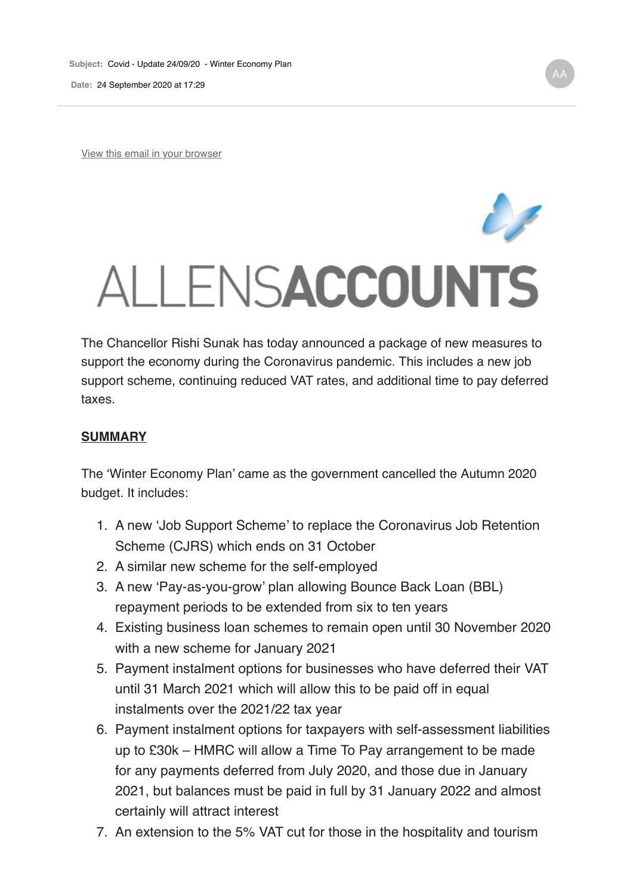Subject: Covid - Update 24/09/20 - Winter Economy Plan

Date: 24 September 2020 at 17:29

AA

View this email in your browser

ALLENSACCOUNTS

The Chancellor Rishi Sunak has today announced a package of new measures to support the economy during the Coronavirus pandemic. This includes a new job support scheme, continuing reduced VAT rates, and additional time to pay deferred taxes.

**SUMMARY**

The 'Winter Economy Plan' came as the government cancelled the Autumn 2020 budget. It includes:

1. A new 'Job Support Scheme' to replace the Coronavirus Job Retention Scheme (CJRS) which ends on 31 October
2. A similar new scheme for the self-employed
3. A new 'Pay-as-you-grow' plan allowing Bounce Back Loan (BBL) repayment periods to be extended from six to ten years
4. Existing business loan schemes to remain open until 30 November 2020 with a new scheme for January 2021
5. Payment instalment options for businesses who have deferred their VAT until 31 March 2021 which will allow this to be paid off in equal instalments over the 2021/22 tax year
6. Payment instalment options for taxpayers with self-assessment liabilities up to £30k – HMRC will allow a Time To Pay arrangement to be made for any payments deferred from July 2020, and those due in January 2021, but balances must be paid in full by 31 January 2022 and almost certainly will attract interest
7. An extension to the 5% VAT cut for those in the hospitality and tourism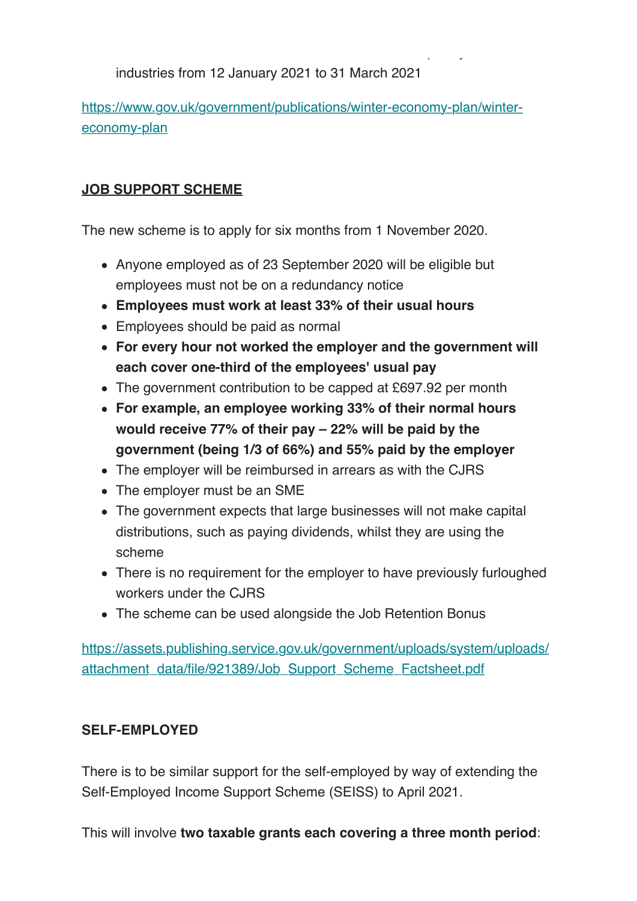industries from 12 January 2021 to 31 March 2021

https://www.gov.uk/government/publications/winter-economy-plan/winter-economy-plan

**JOB SUPPORT SCHEME**

The new scheme is to apply for six months from 1 November 2020.

- Anyone employed as of 23 September 2020 will be eligible but employees must not be on a redundancy notice
- **Employees must work at least 33% of their usual hours**
- Employees should be paid as normal
- **For every hour not worked the employer and the government will each cover one-third of the employees' usual pay**
- The government contribution to be capped at £697.92 per month
- **For example, an employee working 33% of their normal hours would receive 77% of their pay – 22% will be paid by the government (being 1/3 of 66%) and 55% paid by the employer**
- The employer will be reimbursed in arrears as with the CJRS
- The employer must be an SME
- The government expects that large businesses will not make capital distributions, such as paying dividends, whilst they are using the scheme
- There is no requirement for the employer to have previously furloughed workers under the CJRS
- The scheme can be used alongside the Job Retention Bonus

https://assets.publishing.service.gov.uk/government/uploads/system/uploads/attachment_data/file/921389/Job_Support_Scheme_Factsheet.pdf

**SELF-EMPLOYED**

There is to be similar support for the self-employed by way of extending the Self-Employed Income Support Scheme (SEISS) to April 2021.

This will involve **two taxable grants each covering a three month period**: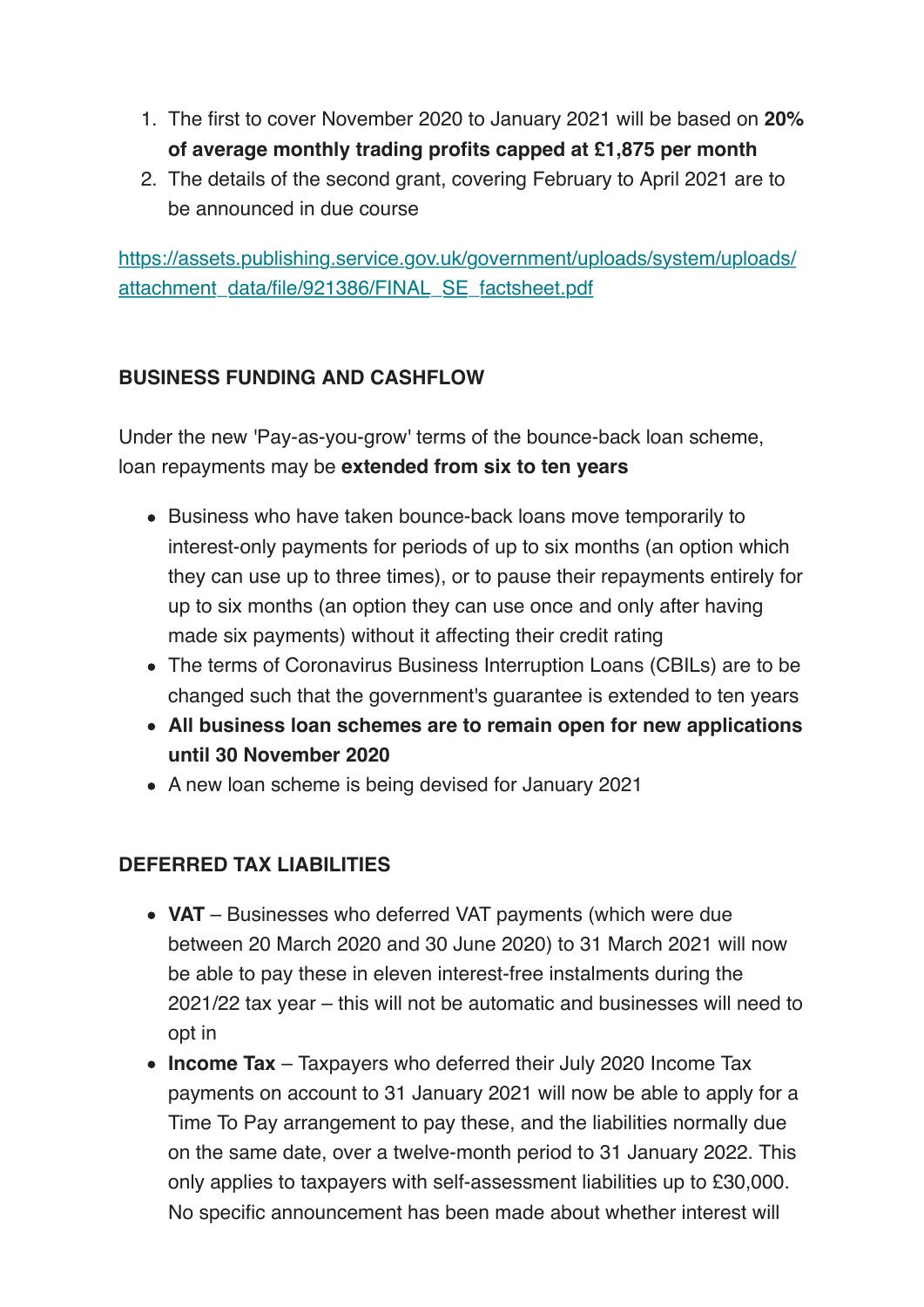1. The first to cover November 2020 to January 2021 will be based on **20% of average monthly trading profits capped at £1,875 per month**
2. The details of the second grant, covering February to April 2021 are to be announced in due course

https://assets.publishing.service.gov.uk/government/uploads/system/uploads/attachment_data/file/921386/FINAL_SE_factsheet.pdf

**BUSINESS FUNDING AND CASHFLOW**

Under the new 'Pay-as-you-grow' terms of the bounce-back loan scheme, loan repayments may be **extended from six to ten years**

- Business who have taken bounce-back loans move temporarily to interest-only payments for periods of up to six months (an option which they can use up to three times), or to pause their repayments entirely for up to six months (an option they can use once and only after having made six payments) without it affecting their credit rating
- The terms of Coronavirus Business Interruption Loans (CBILs) are to be changed such that the government's guarantee is extended to ten years
- **All business loan schemes are to remain open for new applications until 30 November 2020**
- A new loan scheme is being devised for January 2021

**DEFERRED TAX LIABILITIES**

- **VAT** – Businesses who deferred VAT payments (which were due between 20 March 2020 and 30 June 2020) to 31 March 2021 will now be able to pay these in eleven interest-free instalments during the 2021/22 tax year – this will not be automatic and businesses will need to opt in
- **Income Tax** – Taxpayers who deferred their July 2020 Income Tax payments on account to 31 January 2021 will now be able to apply for a Time To Pay arrangement to pay these, and the liabilities normally due on the same date, over a twelve-month period to 31 January 2022. This only applies to taxpayers with self-assessment liabilities up to £30,000. No specific announcement has been made about whether interest will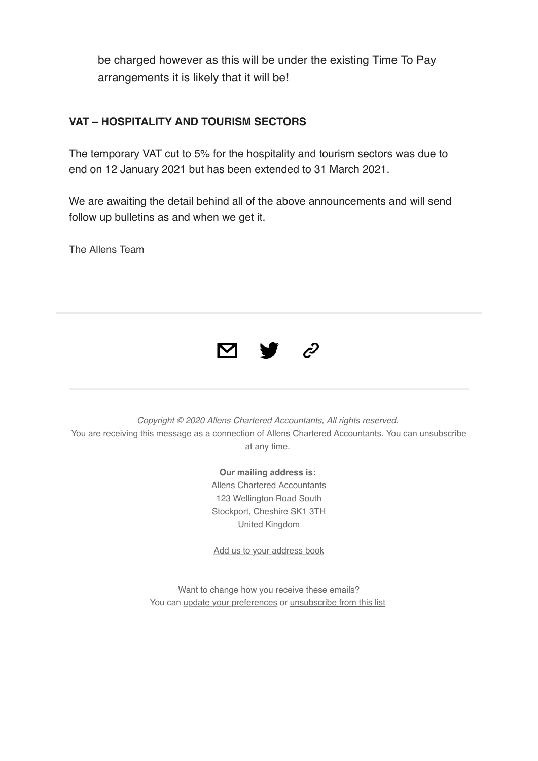be charged however as this will be under the existing Time To Pay arrangements it is likely that it will be!

**VAT – HOSPITALITY AND TOURISM SECTORS**

The temporary VAT cut to 5% for the hospitality and tourism sectors was due to end on 12 January 2021 but has been extended to 31 March 2021.

We are awaiting the detail behind all of the above announcements and will send follow up bulletins as and when we get it.

The Allens Team

---

*Copyright © 2020 Allens Chartered Accountants, All rights reserved.*
You are receiving this message as a connection of Allens Chartered Accountants. You can unsubscribe at any time.

**Our mailing address is:**
Allens Chartered Accountants
123 Wellington Road South
Stockport, Cheshire SK1 3TH
United Kingdom

Add us to your address book

Want to change how you receive these emails?
You can update your preferences or unsubscribe from this list